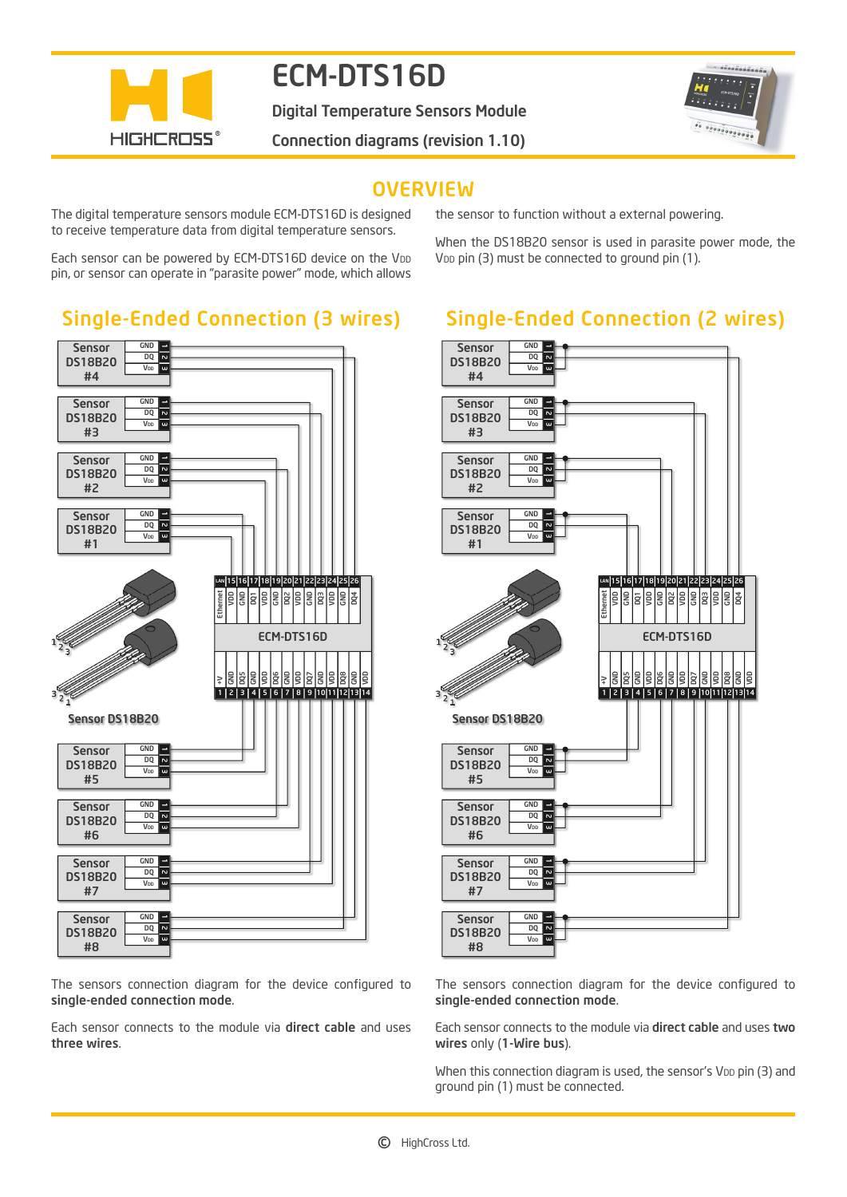# ECM-DTS16D

**Digital Temperature Sensors Module**

**Connection diagrams (revision 1.10)**

## OVERVIEW

The digital temperature sensors module ECM-DTS16D is designed to receive temperature data from digital temperature sensors.

Each sensor can be powered by ECM-DTS16D device on the $V_{DD}$ pin, or sensor can operate in "parasite power" mode, which allows the sensor to function without a external powering.

When the DS18B20 sensor is used in parasite power mode, the $V_{DD}$ pin (3) must be connected to ground pin (1).

## Single-Ended Connection (3 wires)

The sensors connection diagram for the device configured to **single-ended connection mode**.

Each sensor connects to the module via **direct cable** and uses **three wires**.

## Single-Ended Connection (2 wires)

The sensors connection diagram for the device configured to **single-ended connection mode**.

Each sensor connects to the module via **direct cable** and uses **two wires** only (**1-Wire bus**).

When this connection diagram is used, the sensor's $V_{DD}$ pin (3) and ground pin (1) must be connected.

© HighCross Ltd.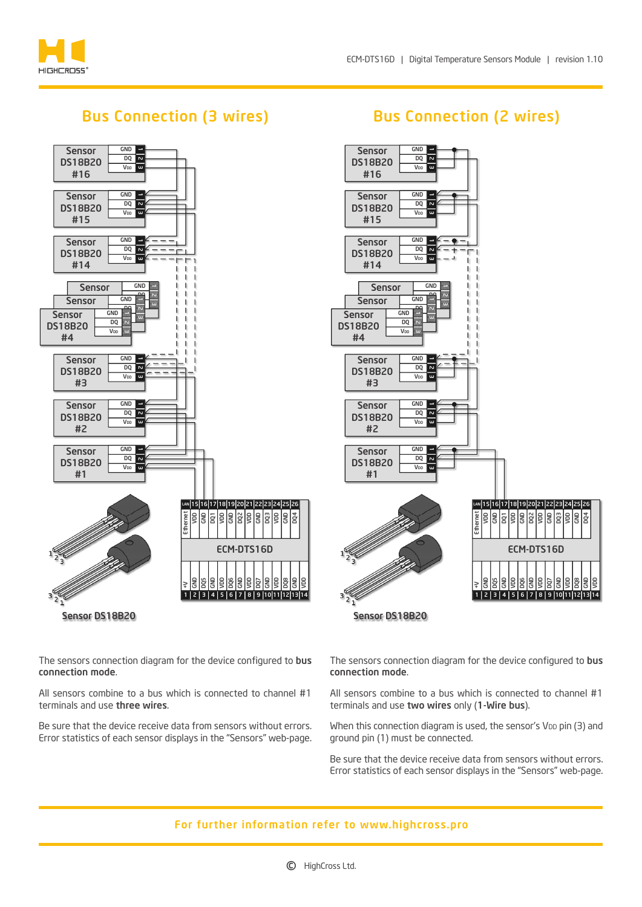## Bus Connection (3 wires)

The sensors connection diagram for the device configured to **bus connection mode**.

All sensors combine to a bus which is connected to channel #1 terminals and use **three wires**.

Be sure that the device receive data from sensors without errors. Error statistics of each sensor displays in the "Sensors" web-page.

## Bus Connection (2 wires)

The sensors connection diagram for the device configured to **bus connection mode**.

All sensors combine to a bus which is connected to channel #1 terminals and use **two wires** only (**1-Wire bus**).

When this connection diagram is used, the sensor's VDD pin (3) and ground pin (1) must be connected.

Be sure that the device receive data from sensors without errors. Error statistics of each sensor displays in the "Sensors" web-page.

For further information refer to www.highcross.pro